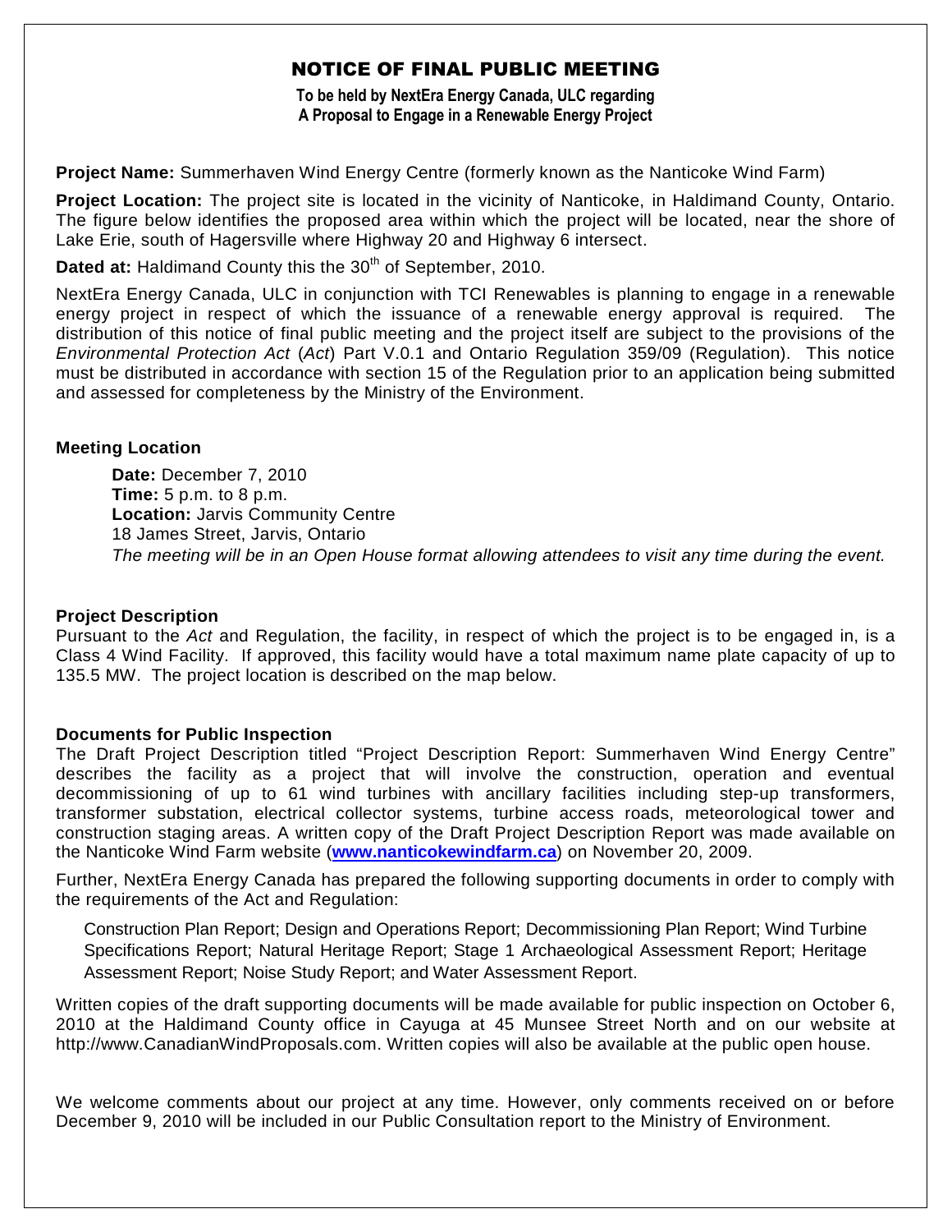# NOTICE OF FINAL PUBLIC MEETING

**To be held by NextEra Energy Canada, ULC regarding A Proposal to Engage in a Renewable Energy Project**

**Project Name:** Summerhaven Wind Energy Centre (formerly known as the Nanticoke Wind Farm)

**Project Location:** The project site is located in the vicinity of Nanticoke, in Haldimand County, Ontario. The figure below identifies the proposed area within which the project will be located, near the shore of Lake Erie, south of Hagersville where Highway 20 and Highway 6 intersect.

**Dated at:** Haldimand County this the 30th of September, 2010.

NextEra Energy Canada, ULC in conjunction with TCI Renewables is planning to engage in a renewable energy project in respect of which the issuance of a renewable energy approval is required. The distribution of this notice of final public meeting and the project itself are subject to the provisions of the *Environmental Protection Act* (*Act*) Part V.0.1 and Ontario Regulation 359/09 (Regulation). This notice must be distributed in accordance with section 15 of the Regulation prior to an application being submitted and assessed for completeness by the Ministry of the Environment.

## Meeting Location

**Date:** December 7, 2010
**Time:** 5 p.m. to 8 p.m.
**Location:** Jarvis Community Centre
18 James Street, Jarvis, Ontario
*The meeting will be in an Open House format allowing attendees to visit any time during the event.*

## Project Description

Pursuant to the *Act* and Regulation, the facility, in respect of which the project is to be engaged in, is a Class 4 Wind Facility. If approved, this facility would have a total maximum name plate capacity of up to 135.5 MW. The project location is described on the map below.

## Documents for Public Inspection

The Draft Project Description titled "Project Description Report: Summerhaven Wind Energy Centre" describes the facility as a project that will involve the construction, operation and eventual decommissioning of up to 61 wind turbines with ancillary facilities including step-up transformers, transformer substation, electrical collector systems, turbine access roads, meteorological tower and construction staging areas. A written copy of the Draft Project Description Report was made available on the Nanticoke Wind Farm website (**www.nanticokewindfarm.ca**) on November 20, 2009.

Further, NextEra Energy Canada has prepared the following supporting documents in order to comply with the requirements of the Act and Regulation:

> Construction Plan Report; Design and Operations Report; Decommissioning Plan Report; Wind Turbine Specifications Report; Natural Heritage Report; Stage 1 Archaeological Assessment Report; Heritage Assessment Report; Noise Study Report; and Water Assessment Report.

Written copies of the draft supporting documents will be made available for public inspection on October 6, 2010 at the Haldimand County office in Cayuga at 45 Munsee Street North and on our website at http://www.CanadianWindProposals.com. Written copies will also be available at the public open house.

We welcome comments about our project at any time. However, only comments received on or before December 9, 2010 will be included in our Public Consultation report to the Ministry of Environment.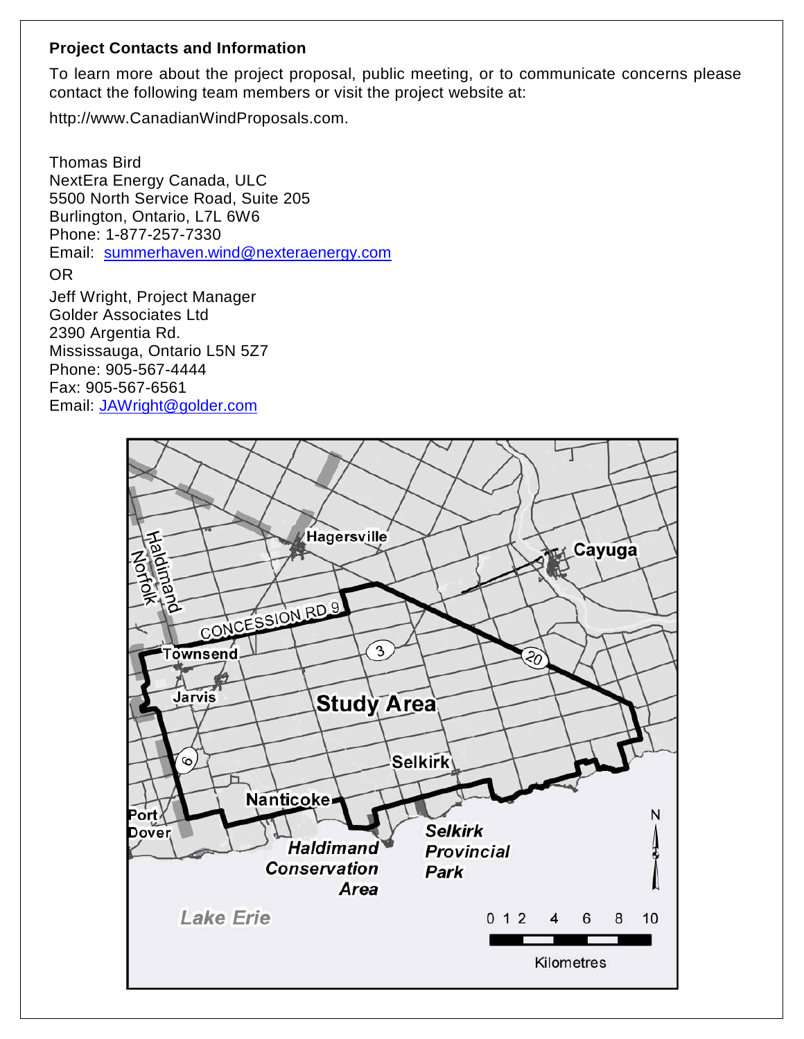**Project Contacts and Information**

To learn more about the project proposal, public meeting, or to communicate concerns please contact the following team members or visit the project website at:

http://www.CanadianWindProposals.com.

Thomas Bird
NextEra Energy Canada, ULC
5500 North Service Road, Suite 205
Burlington, Ontario, L7L 6W6
Phone: 1-877-257-7330
Email: summerhaven.wind@nexteraenergy.com

OR

Jeff Wright, Project Manager
Golder Associates Ltd
2390 Argentia Rd.
Mississauga, Ontario L5N 5Z7
Phone: 905-567-4444
Fax: 905-567-6561
Email: JAWright@golder.com

Hagersville
Cayuga
Haldimand
Norfolk
CONCESSION RD 9
Townsend
3
20
Jarvis
Study Area
6
Selkirk
Nanticoke
Port Dover
Haldimand Conservation Area
Selkirk Provincial Park
Lake Erie
N
0 1 2 4 6 8 10
Kilometres